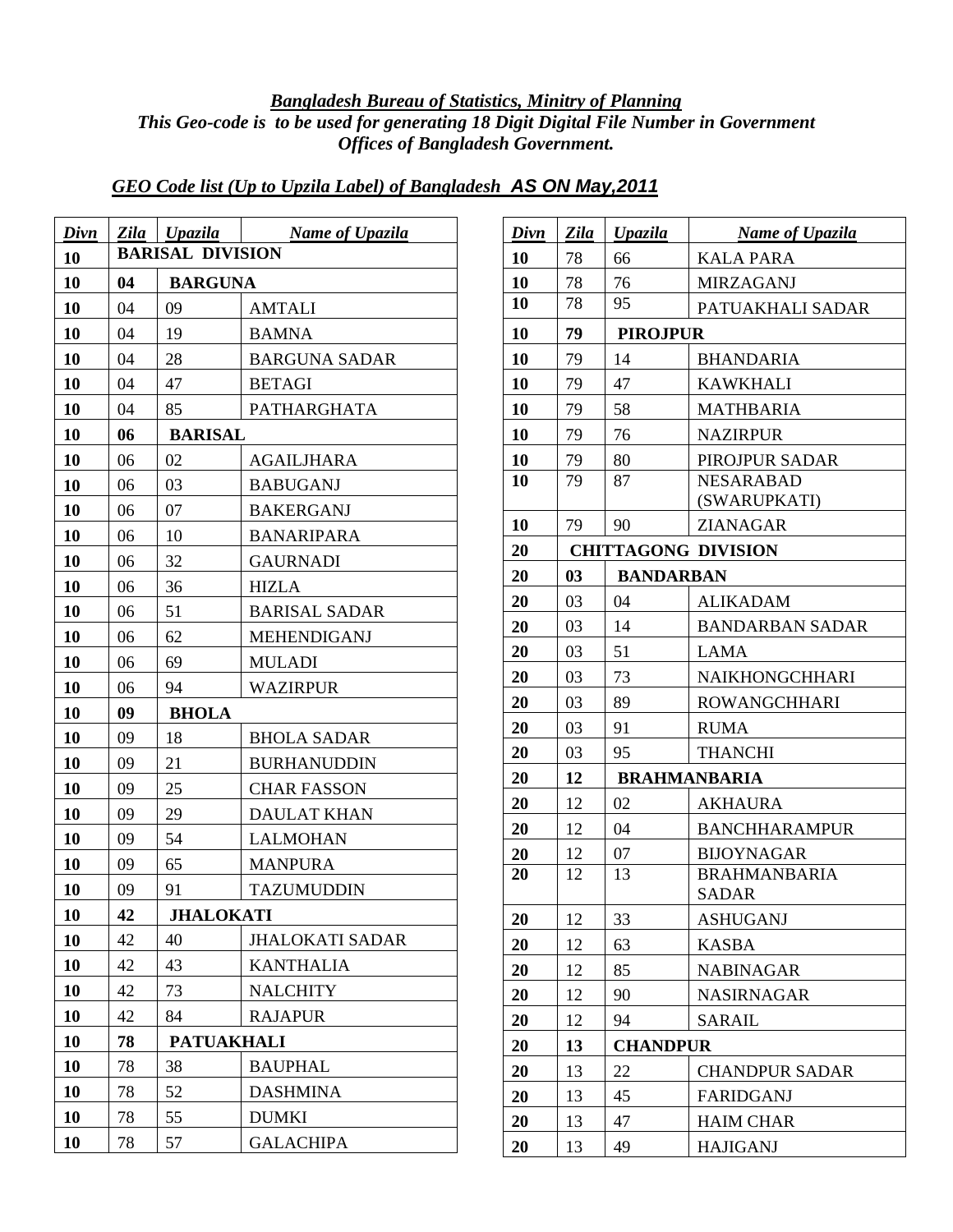***Bangladesh Bureau of Statistics, Minitry of Planning***
***This Geo-code is to be used for generating 18 Digit Digital File Number in Government Offices of Bangladesh Government.***

***GEO Code list (Up to Upzila Label) of Bangladesh AS ON May,2011***

| *Divn* | *Zila* | *Upazila* | *Name of Upazila* |
|---|---|---|---|
| **10** | **BARISAL DIVISION** | | |
| **10** | **04** | **BARGUNA** | |
| **10** | 04 | 09 | AMTALI |
| **10** | 04 | 19 | BAMNA |
| **10** | 04 | 28 | BARGUNA SADAR |
| **10** | 04 | 47 | BETAGI |
| **10** | 04 | 85 | PATHARGHATA |
| **10** | **06** | **BARISAL** | |
| **10** | 06 | 02 | AGAILJHARA |
| **10** | 06 | 03 | BABUGANJ |
| **10** | 06 | 07 | BAKERGANJ |
| **10** | 06 | 10 | BANARIPARA |
| **10** | 06 | 32 | GAURNADI |
| **10** | 06 | 36 | HIZLA |
| **10** | 06 | 51 | BARISAL SADAR |
| **10** | 06 | 62 | MEHENDIGANJ |
| **10** | 06 | 69 | MULADI |
| **10** | 06 | 94 | WAZIRPUR |
| **10** | **09** | **BHOLA** | |
| **10** | 09 | 18 | BHOLA SADAR |
| **10** | 09 | 21 | BURHANUDDIN |
| **10** | 09 | 25 | CHAR FASSON |
| **10** | 09 | 29 | DAULAT KHAN |
| **10** | 09 | 54 | LALMOHAN |
| **10** | 09 | 65 | MANPURA |
| **10** | 09 | 91 | TAZUMUDDIN |
| **10** | **42** | **JHALOKATI** | |
| **10** | 42 | 40 | JHALOKATI SADAR |
| **10** | 42 | 43 | KANTHALIA |
| **10** | 42 | 73 | NALCHITY |
| **10** | 42 | 84 | RAJAPUR |
| **10** | **78** | **PATUAKHALI** | |
| **10** | 78 | 38 | BAUPHAL |
| **10** | 78 | 52 | DASHMINA |
| **10** | 78 | 55 | DUMKI |
| **10** | 78 | 57 | GALACHIPA |
| **10** | 78 | 66 | KALA PARA |
| **10** | 78 | 76 | MIRZAGANJ |
| **10** | 78 | 95 | PATUAKHALI SADAR |
| **10** | **79** | **PIROJPUR** | |
| **10** | 79 | 14 | BHANDARIA |
| **10** | 79 | 47 | KAWKHALI |
| **10** | 79 | 58 | MATHBARIA |
| **10** | 79 | 76 | NAZIRPUR |
| **10** | 79 | 80 | PIROJPUR SADAR |
| **10** | 79 | 87 | NESARABAD (SWARUPKATI) |
| **10** | 79 | 90 | ZIANAGAR |
| **20** | **CHITTAGONG DIVISION** | | |
| **20** | **03** | **BANDARBAN** | |
| **20** | 03 | 04 | ALIKADAM |
| **20** | 03 | 14 | BANDARBAN SADAR |
| **20** | 03 | 51 | LAMA |
| **20** | 03 | 73 | NAIKHONGCHHARI |
| **20** | 03 | 89 | ROWANGCHHARI |
| **20** | 03 | 91 | RUMA |
| **20** | 03 | 95 | THANCHI |
| **20** | **12** | **BRAHMANBARIA** | |
| **20** | 12 | 02 | AKHAURA |
| **20** | 12 | 04 | BANCHHARAMPUR |
| **20** | 12 | 07 | BIJOYNAGAR |
| **20** | 12 | 13 | BRAHMANBARIA SADAR |
| **20** | 12 | 33 | ASHUGANJ |
| **20** | 12 | 63 | KASBA |
| **20** | 12 | 85 | NABINAGAR |
| **20** | 12 | 90 | NASIRNAGAR |
| **20** | 12 | 94 | SARAIL |
| **20** | **13** | **CHANDPUR** | |
| **20** | 13 | 22 | CHANDPUR SADAR |
| **20** | 13 | 45 | FARIDGANJ |
| **20** | 13 | 47 | HAIM CHAR |
| **20** | 13 | 49 | HAJIGANJ |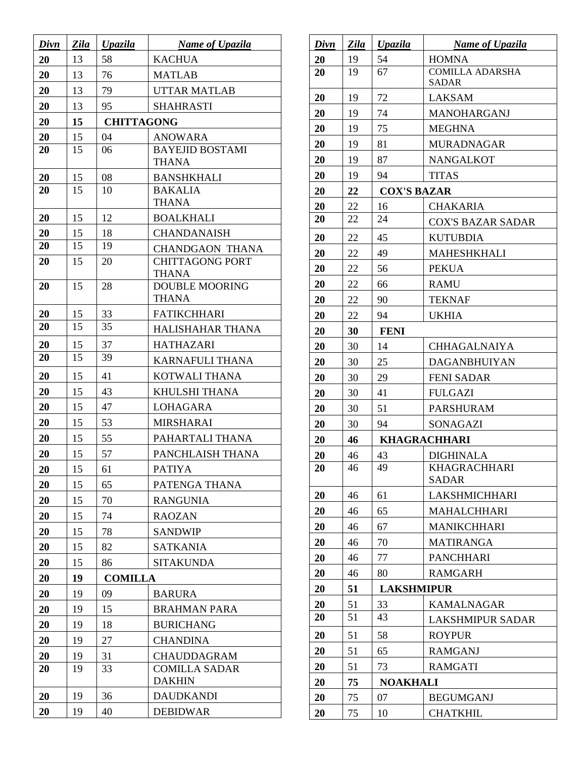| *Divn* | *Zila* | *Upazila* | *Name of Upazila* |
|---|---|---|---|
| **20** | 13 | 58 | KACHUA |
| **20** | 13 | 76 | MATLAB |
| **20** | 13 | 79 | UTTAR MATLAB |
| **20** | 13 | 95 | SHAHRASTI |
| **20** | **15** | **CHITTAGONG** | |
| **20** | 15 | 04 | ANOWARA |
| **20** | 15 | 06 | BAYEJID BOSTAMI THANA |
| **20** | 15 | 08 | BANSHKHALI |
| **20** | 15 | 10 | BAKALIA THANA |
| **20** | 15 | 12 | BOALKHALI |
| **20** | 15 | 18 | CHANDANAISH |
| **20** | 15 | 19 | CHANDGAON THANA |
| **20** | 15 | 20 | CHITTAGONG PORT THANA |
| **20** | 15 | 28 | DOUBLE MOORING THANA |
| **20** | 15 | 33 | FATIKCHHARI |
| **20** | 15 | 35 | HALISHAHAR THANA |
| **20** | 15 | 37 | HATHAZARI |
| **20** | 15 | 39 | KARNAFULI THANA |
| **20** | 15 | 41 | KOTWALI THANA |
| **20** | 15 | 43 | KHULSHI THANA |
| **20** | 15 | 47 | LOHAGARA |
| **20** | 15 | 53 | MIRSHARAI |
| **20** | 15 | 55 | PAHARTALI THANA |
| **20** | 15 | 57 | PANCHLAISH THANA |
| **20** | 15 | 61 | PATIYA |
| **20** | 15 | 65 | PATENGA THANA |
| **20** | 15 | 70 | RANGUNIA |
| **20** | 15 | 74 | RAOZAN |
| **20** | 15 | 78 | SANDWIP |
| **20** | 15 | 82 | SATKANIA |
| **20** | 15 | 86 | SITAKUNDA |
| **20** | **19** | **COMILLA** | |
| **20** | 19 | 09 | BARURA |
| **20** | 19 | 15 | BRAHMAN PARA |
| **20** | 19 | 18 | BURICHANG |
| **20** | 19 | 27 | CHANDINA |
| **20** | 19 | 31 | CHAUDDAGRAM |
| **20** | 19 | 33 | COMILLA SADAR DAKHIN |
| **20** | 19 | 36 | DAUDKANDI |
| **20** | 19 | 40 | DEBIDWAR |
| **20** | 19 | 54 | HOMNA |
| **20** | 19 | 67 | COMILLA ADARSHA SADAR |
| **20** | 19 | 72 | LAKSAM |
| **20** | 19 | 74 | MANOHARGANJ |
| **20** | 19 | 75 | MEGHNA |
| **20** | 19 | 81 | MURADNAGAR |
| **20** | 19 | 87 | NANGALKOT |
| **20** | 19 | 94 | TITAS |
| **20** | **22** | **COX'S BAZAR** | |
| **20** | 22 | 16 | CHAKARIA |
| **20** | 22 | 24 | COX'S BAZAR SADAR |
| **20** | 22 | 45 | KUTUBDIA |
| **20** | 22 | 49 | MAHESHKHALI |
| **20** | 22 | 56 | PEKUA |
| **20** | 22 | 66 | RAMU |
| **20** | 22 | 90 | TEKNAF |
| **20** | 22 | 94 | UKHIA |
| **20** | **30** | **FENI** | |
| **20** | 30 | 14 | CHHAGALNAIYA |
| **20** | 30 | 25 | DAGANBHUIYAN |
| **20** | 30 | 29 | FENI SADAR |
| **20** | 30 | 41 | FULGAZI |
| **20** | 30 | 51 | PARSHURAM |
| **20** | 30 | 94 | SONAGAZI |
| **20** | **46** | **KHAGRACHHARI** | |
| **20** | 46 | 43 | DIGHINALA |
| **20** | 46 | 49 | KHAGRACHHARI SADAR |
| **20** | 46 | 61 | LAKSHMICHHARI |
| **20** | 46 | 65 | MAHALCHHARI |
| **20** | 46 | 67 | MANIKCHHARI |
| **20** | 46 | 70 | MATIRANGA |
| **20** | 46 | 77 | PANCHHARI |
| **20** | 46 | 80 | RAMGARH |
| **20** | **51** | **LAKSHMIPUR** | |
| **20** | 51 | 33 | KAMALNAGAR |
| **20** | 51 | 43 | LAKSHMIPUR SADAR |
| **20** | 51 | 58 | ROYPUR |
| **20** | 51 | 65 | RAMGANJ |
| **20** | 51 | 73 | RAMGATI |
| **20** | **75** | **NOAKHALI** | |
| **20** | 75 | 07 | BEGUMGANJ |
| **20** | 75 | 10 | CHATKHIL |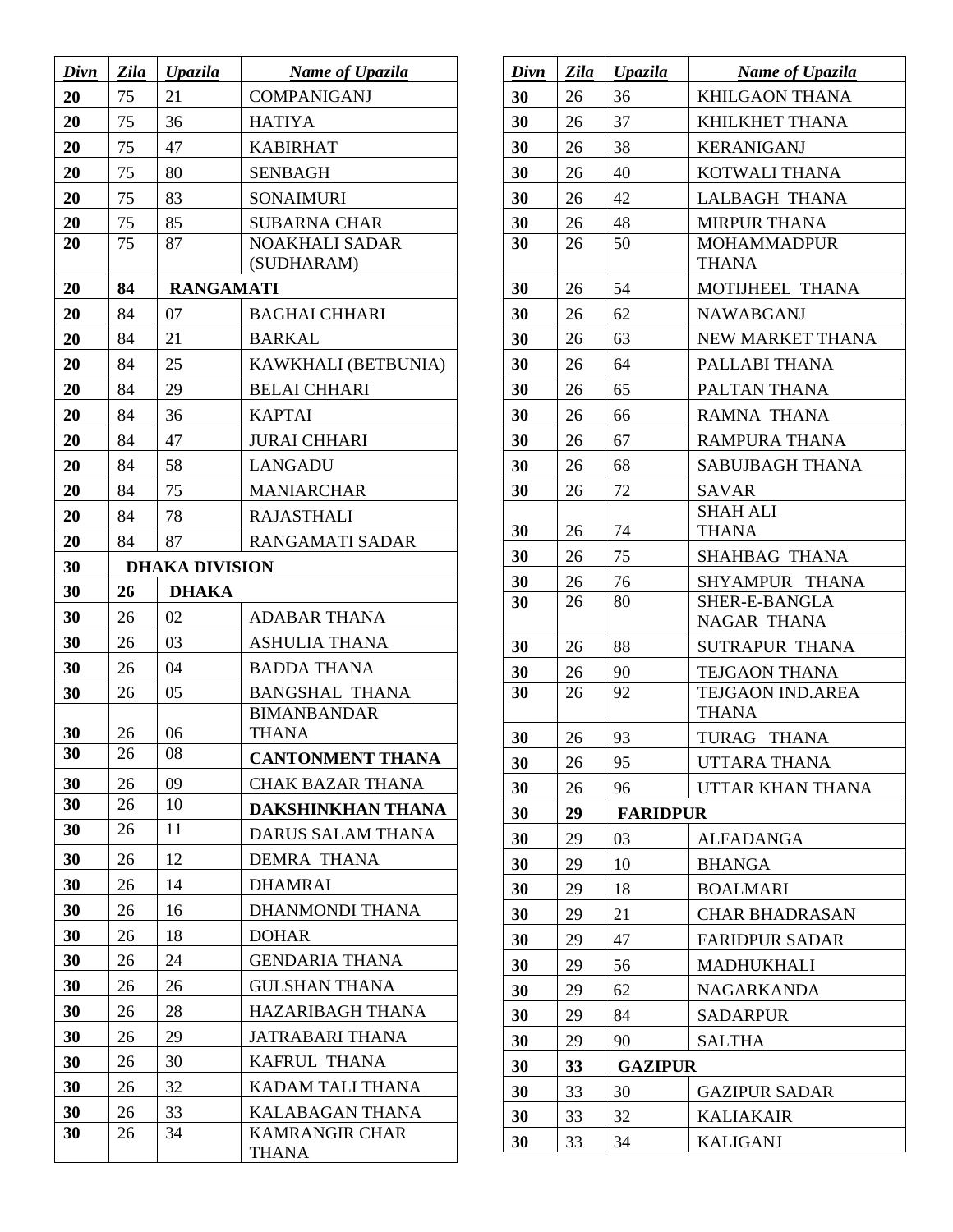| ***Divn*** | ***Zila*** | ***Upazila*** | ***Name of Upazila*** |
|---|---|---|---|
| **20** | 75 | 21 | COMPANIGANJ |
| **20** | 75 | 36 | HATIYA |
| **20** | 75 | 47 | KABIRHAT |
| **20** | 75 | 80 | SENBAGH |
| **20** | 75 | 83 | SONAIMURI |
| **20** | 75 | 85 | SUBARNA CHAR |
| **20** | 75 | 87 | NOAKHALI SADAR (SUDHARAM) |
| **20** | **84** | **RANGAMATI** | |
| **20** | 84 | 07 | BAGHAI CHHARI |
| **20** | 84 | 21 | BARKAL |
| **20** | 84 | 25 | KAWKHALI (BETBUNIA) |
| **20** | 84 | 29 | BELAI CHHARI |
| **20** | 84 | 36 | KAPTAI |
| **20** | 84 | 47 | JURAI CHHARI |
| **20** | 84 | 58 | LANGADU |
| **20** | 84 | 75 | MANIARCHAR |
| **20** | 84 | 78 | RAJASTHALI |
| **20** | 84 | 87 | RANGAMATI SADAR |
| **30** | **DHAKA DIVISION** | | |
| **30** | **26** | **DHAKA** | |
| **30** | 26 | 02 | ADABAR THANA |
| **30** | 26 | 03 | ASHULIA THANA |
| **30** | 26 | 04 | BADDA THANA |
| **30** | 26 | 05 | BANGSHAL THANA |
| **30** | 26 | 06 | BIMANBANDAR THANA |
| **30** | 26 | 08 | **CANTONMENT THANA** |
| **30** | 26 | 09 | CHAK BAZAR THANA |
| **30** | 26 | 10 | **DAKSHINKHAN THANA** |
| **30** | 26 | 11 | DARUS SALAM THANA |
| **30** | 26 | 12 | DEMRA THANA |
| **30** | 26 | 14 | DHAMRAI |
| **30** | 26 | 16 | DHANMONDI THANA |
| **30** | 26 | 18 | DOHAR |
| **30** | 26 | 24 | GENDARIA THANA |
| **30** | 26 | 26 | GULSHAN THANA |
| **30** | 26 | 28 | HAZARIBAGH THANA |
| **30** | 26 | 29 | JATRABARI THANA |
| **30** | 26 | 30 | KAFRUL THANA |
| **30** | 26 | 32 | KADAM TALI THANA |
| **30** | 26 | 33 | KALABAGAN THANA |
| **30** | 26 | 34 | KAMRANGIR CHAR THANA |
| **30** | 26 | 36 | KHILGAON THANA |
| **30** | 26 | 37 | KHILKHET THANA |
| **30** | 26 | 38 | KERANIGANJ |
| **30** | 26 | 40 | KOTWALI THANA |
| **30** | 26 | 42 | LALBAGH THANA |
| **30** | 26 | 48 | MIRPUR THANA |
| **30** | 26 | 50 | MOHAMMADPUR THANA |
| **30** | 26 | 54 | MOTIJHEEL THANA |
| **30** | 26 | 62 | NAWABGANJ |
| **30** | 26 | 63 | NEW MARKET THANA |
| **30** | 26 | 64 | PALLABI THANA |
| **30** | 26 | 65 | PALTAN THANA |
| **30** | 26 | 66 | RAMNA THANA |
| **30** | 26 | 67 | RAMPURA THANA |
| **30** | 26 | 68 | SABUJBAGH THANA |
| **30** | 26 | 72 | SAVAR |
| **30** | 26 | 74 | SHAH ALI THANA |
| **30** | 26 | 75 | SHAHBAG THANA |
| **30** | 26 | 76 | SHYAMPUR THANA |
| **30** | 26 | 80 | SHER-E-BANGLA NAGAR THANA |
| **30** | 26 | 88 | SUTRAPUR THANA |
| **30** | 26 | 90 | TEJGAON THANA |
| **30** | 26 | 92 | TEJGAON IND.AREA THANA |
| **30** | 26 | 93 | TURAG THANA |
| **30** | 26 | 95 | UTTARA THANA |
| **30** | 26 | 96 | UTTAR KHAN THANA |
| **30** | **29** | **FARIDPUR** | |
| **30** | 29 | 03 | ALFADANGA |
| **30** | 29 | 10 | BHANGA |
| **30** | 29 | 18 | BOALMARI |
| **30** | 29 | 21 | CHAR BHADRASAN |
| **30** | 29 | 47 | FARIDPUR SADAR |
| **30** | 29 | 56 | MADHUKHALI |
| **30** | 29 | 62 | NAGARKANDA |
| **30** | 29 | 84 | SADARPUR |
| **30** | 29 | 90 | SALTHA |
| **30** | **33** | **GAZIPUR** | |
| **30** | 33 | 30 | GAZIPUR SADAR |
| **30** | 33 | 32 | KALIAKAIR |
| **30** | 33 | 34 | KALIGANJ |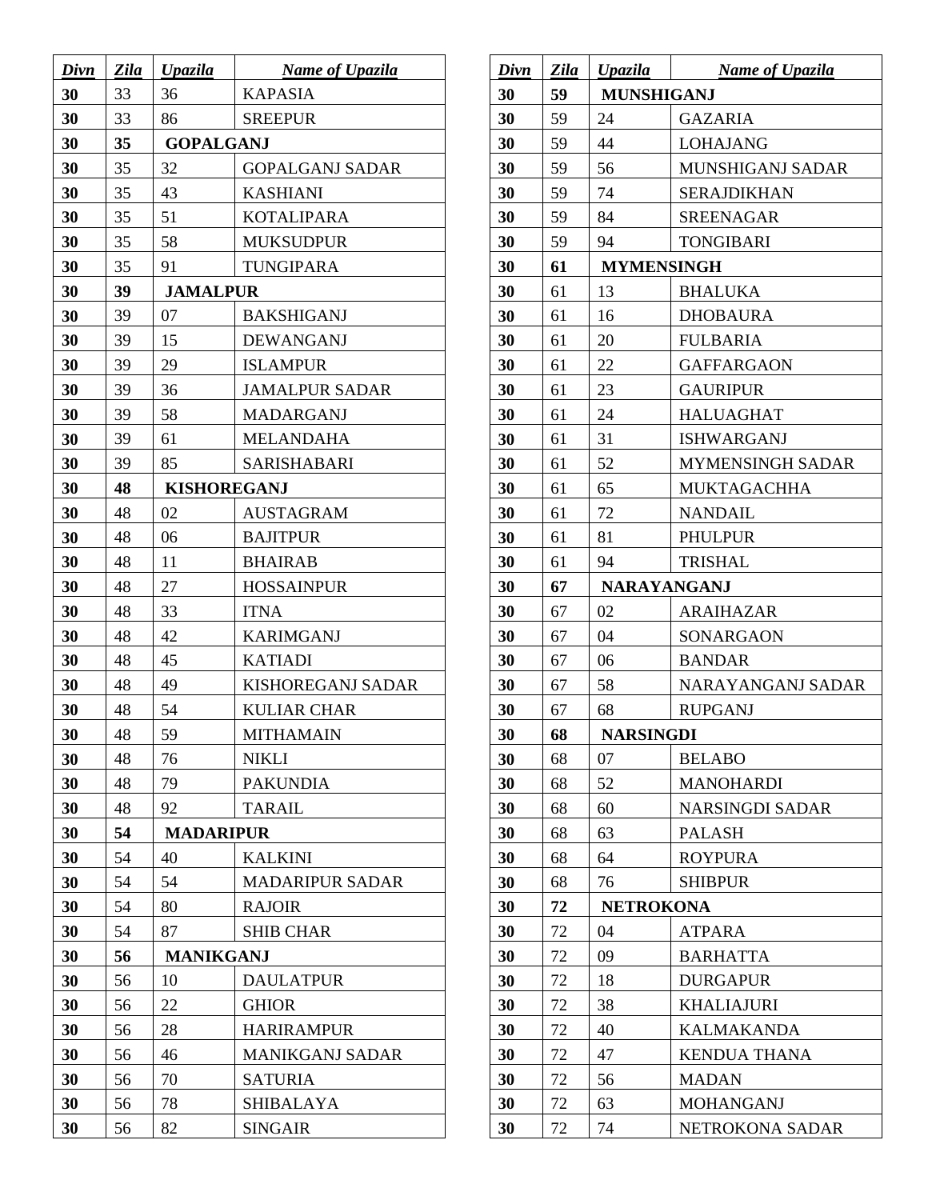| *Divn* | *Zila* | *Upazila* | *Name of Upazila* |
|---|---|---|---|
| **30** | 33 | 36 | KAPASIA |
| **30** | 33 | 86 | SREEPUR |
| **30** | **35** | **GOPALGANJ** | |
| **30** | 35 | 32 | GOPALGANJ SADAR |
| **30** | 35 | 43 | KASHIANI |
| **30** | 35 | 51 | KOTALIPARA |
| **30** | 35 | 58 | MUKSUDPUR |
| **30** | 35 | 91 | TUNGIPARA |
| **30** | **39** | **JAMALPUR** | |
| **30** | 39 | 07 | BAKSHIGANJ |
| **30** | 39 | 15 | DEWANGANJ |
| **30** | 39 | 29 | ISLAMPUR |
| **30** | 39 | 36 | JAMALPUR SADAR |
| **30** | 39 | 58 | MADARGANJ |
| **30** | 39 | 61 | MELANDAHA |
| **30** | 39 | 85 | SARISHABARI |
| **30** | **48** | **KISHOREGANJ** | |
| **30** | 48 | 02 | AUSTAGRAM |
| **30** | 48 | 06 | BAJITPUR |
| **30** | 48 | 11 | BHAIRAB |
| **30** | 48 | 27 | HOSSAINPUR |
| **30** | 48 | 33 | ITNA |
| **30** | 48 | 42 | KARIMGANJ |
| **30** | 48 | 45 | KATIADI |
| **30** | 48 | 49 | KISHOREGANJ SADAR |
| **30** | 48 | 54 | KULIAR CHAR |
| **30** | 48 | 59 | MITHAMAIN |
| **30** | 48 | 76 | NIKLI |
| **30** | 48 | 79 | PAKUNDIA |
| **30** | 48 | 92 | TARAIL |
| **30** | **54** | **MADARIPUR** | |
| **30** | 54 | 40 | KALKINI |
| **30** | 54 | 54 | MADARIPUR SADAR |
| **30** | 54 | 80 | RAJOIR |
| **30** | 54 | 87 | SHIB CHAR |
| **30** | **56** | **MANIKGANJ** | |
| **30** | 56 | 10 | DAULATPUR |
| **30** | 56 | 22 | GHIOR |
| **30** | 56 | 28 | HARIRAMPUR |
| **30** | 56 | 46 | MANIKGANJ SADAR |
| **30** | 56 | 70 | SATURIA |
| **30** | 56 | 78 | SHIBALAYA |
| **30** | 56 | 82 | SINGAIR |

| *Divn* | *Zila* | *Upazila* | *Name of Upazila* |
|---|---|---|---|
| **30** | **59** | **MUNSHIGANJ** | |
| **30** | 59 | 24 | GAZARIA |
| **30** | 59 | 44 | LOHAJANG |
| **30** | 59 | 56 | MUNSHIGANJ SADAR |
| **30** | 59 | 74 | SERAJDIKHAN |
| **30** | 59 | 84 | SREENAGAR |
| **30** | 59 | 94 | TONGIBARI |
| **30** | **61** | **MYMENSINGH** | |
| **30** | 61 | 13 | BHALUKA |
| **30** | 61 | 16 | DHOBAURA |
| **30** | 61 | 20 | FULBARIA |
| **30** | 61 | 22 | GAFFARGAON |
| **30** | 61 | 23 | GAURIPUR |
| **30** | 61 | 24 | HALUAGHAT |
| **30** | 61 | 31 | ISHWARGANJ |
| **30** | 61 | 52 | MYMENSINGH SADAR |
| **30** | 61 | 65 | MUKTAGACHHA |
| **30** | 61 | 72 | NANDAIL |
| **30** | 61 | 81 | PHULPUR |
| **30** | 61 | 94 | TRISHAL |
| **30** | **67** | **NARAYANGANJ** | |
| **30** | 67 | 02 | ARAIHAZAR |
| **30** | 67 | 04 | SONARGAON |
| **30** | 67 | 06 | BANDAR |
| **30** | 67 | 58 | NARAYANGANJ SADAR |
| **30** | 67 | 68 | RUPGANJ |
| **30** | **68** | **NARSINGDI** | |
| **30** | 68 | 07 | BELABO |
| **30** | 68 | 52 | MANOHARDI |
| **30** | 68 | 60 | NARSINGDI SADAR |
| **30** | 68 | 63 | PALASH |
| **30** | 68 | 64 | ROYPURA |
| **30** | 68 | 76 | SHIBPUR |
| **30** | **72** | **NETROKONA** | |
| **30** | 72 | 04 | ATPARA |
| **30** | 72 | 09 | BARHATTA |
| **30** | 72 | 18 | DURGAPUR |
| **30** | 72 | 38 | KHALIAJURI |
| **30** | 72 | 40 | KALMAKANDA |
| **30** | 72 | 47 | KENDUA THANA |
| **30** | 72 | 56 | MADAN |
| **30** | 72 | 63 | MOHANGANJ |
| **30** | 72 | 74 | NETROKONA SADAR |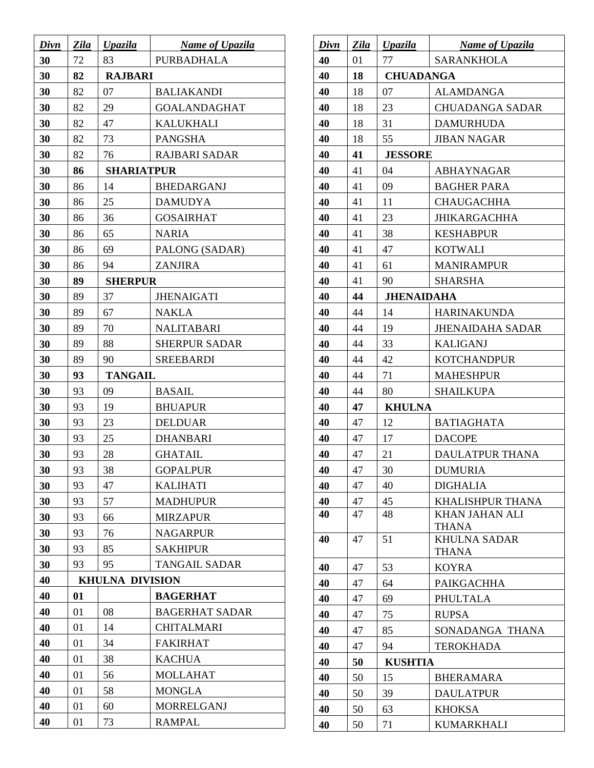| *Divn* | *Zila* | *Upazila* | *Name of Upazila* |
|---|---|---|---|
| **30** | 72 | 83 | PURBADHALA |
| **30** | **82** | **RAJBARI** | |
| **30** | 82 | 07 | BALIAKANDI |
| **30** | 82 | 29 | GOALANDAGHAT |
| **30** | 82 | 47 | KALUKHALI |
| **30** | 82 | 73 | PANGSHA |
| **30** | 82 | 76 | RAJBARI SADAR |
| **30** | **86** | **SHARIATPUR** | |
| **30** | 86 | 14 | BHEDARGANJ |
| **30** | 86 | 25 | DAMUDYA |
| **30** | 86 | 36 | GOSAIRHAT |
| **30** | 86 | 65 | NARIA |
| **30** | 86 | 69 | PALONG (SADAR) |
| **30** | 86 | 94 | ZANJIRA |
| **30** | **89** | **SHERPUR** | |
| **30** | 89 | 37 | JHENAIGATI |
| **30** | 89 | 67 | NAKLA |
| **30** | 89 | 70 | NALITABARI |
| **30** | 89 | 88 | SHERPUR SADAR |
| **30** | 89 | 90 | SREEBARDI |
| **30** | **93** | **TANGAIL** | |
| **30** | 93 | 09 | BASAIL |
| **30** | 93 | 19 | BHUAPUR |
| **30** | 93 | 23 | DELDUAR |
| **30** | 93 | 25 | DHANBARI |
| **30** | 93 | 28 | GHATAIL |
| **30** | 93 | 38 | GOPALPUR |
| **30** | 93 | 47 | KALIHATI |
| **30** | 93 | 57 | MADHUPUR |
| **30** | 93 | 66 | MIRZAPUR |
| **30** | 93 | 76 | NAGARPUR |
| **30** | 93 | 85 | SAKHIPUR |
| **30** | 93 | 95 | TANGAIL SADAR |
| **40** | **KHULNA DIVISION** | | |
| **40** | **01** | | **BAGERHAT** |
| **40** | 01 | 08 | BAGERHAT SADAR |
| **40** | 01 | 14 | CHITALMARI |
| **40** | 01 | 34 | FAKIRHAT |
| **40** | 01 | 38 | KACHUA |
| **40** | 01 | 56 | MOLLAHAT |
| **40** | 01 | 58 | MONGLA |
| **40** | 01 | 60 | MORRELGANJ |
| **40** | 01 | 73 | RAMPAL |
| **40** | 01 | 77 | SARANKHOLA |
| **40** | **18** | **CHUADANGA** | |
| **40** | 18 | 07 | ALAMDANGA |
| **40** | 18 | 23 | CHUADANGA SADAR |
| **40** | 18 | 31 | DAMURHUDA |
| **40** | 18 | 55 | JIBAN NAGAR |
| **40** | **41** | **JESSORE** | |
| **40** | 41 | 04 | ABHAYNAGAR |
| **40** | 41 | 09 | BAGHER PARA |
| **40** | 41 | 11 | CHAUGACHHA |
| **40** | 41 | 23 | JHIKARGACHHA |
| **40** | 41 | 38 | KESHABPUR |
| **40** | 41 | 47 | KOTWALI |
| **40** | 41 | 61 | MANIRAMPUR |
| **40** | 41 | 90 | SHARSHA |
| **40** | **44** | **JHENAIDAHA** | |
| **40** | 44 | 14 | HARINAKUNDA |
| **40** | 44 | 19 | JHENAIDAHA SADAR |
| **40** | 44 | 33 | KALIGANJ |
| **40** | 44 | 42 | KOTCHANDPUR |
| **40** | 44 | 71 | MAHESHPUR |
| **40** | 44 | 80 | SHAILKUPA |
| **40** | **47** | **KHULNA** | |
| **40** | 47 | 12 | BATIAGHATA |
| **40** | 47 | 17 | DACOPE |
| **40** | 47 | 21 | DAULATPUR THANA |
| **40** | 47 | 30 | DUMURIA |
| **40** | 47 | 40 | DIGHALIA |
| **40** | 47 | 45 | KHALISHPUR THANA |
| **40** | 47 | 48 | KHAN JAHAN ALI THANA |
| **40** | 47 | 51 | KHULNA SADAR THANA |
| **40** | 47 | 53 | KOYRA |
| **40** | 47 | 64 | PAIKGACHHA |
| **40** | 47 | 69 | PHULTALA |
| **40** | 47 | 75 | RUPSA |
| **40** | 47 | 85 | SONADANGA THANA |
| **40** | 47 | 94 | TEROKHADA |
| **40** | **50** | **KUSHTIA** | |
| **40** | 50 | 15 | BHERAMARA |
| **40** | 50 | 39 | DAULATPUR |
| **40** | 50 | 63 | KHOKSA |
| **40** | 50 | 71 | KUMARKHALI |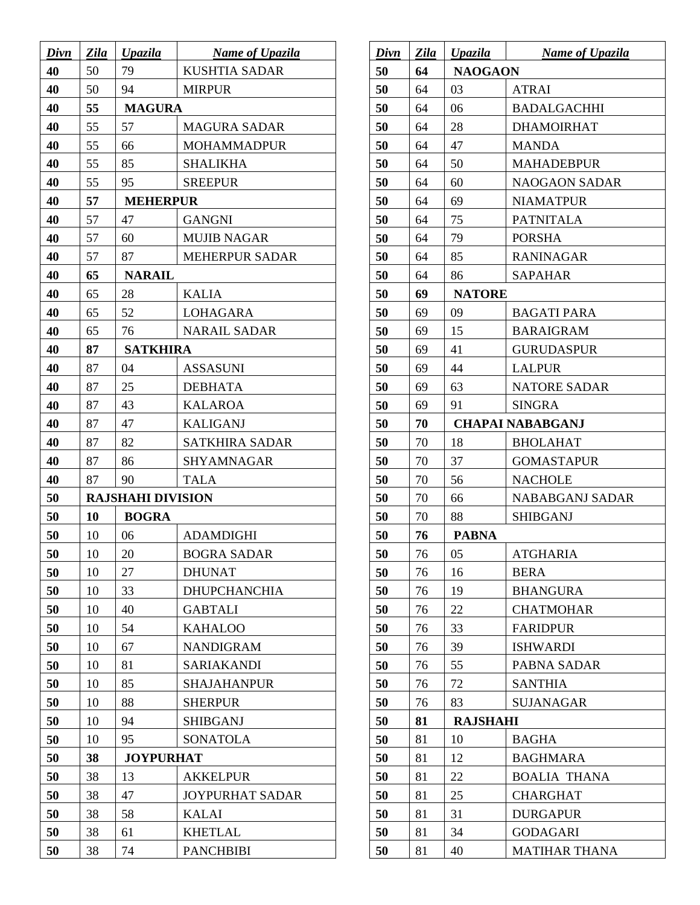| Divn | Zila | Upazila | Name of Upazila |
|---|---|---|---|
| **40** | 50 | 79 | KUSHTIA SADAR |
| **40** | 50 | 94 | MIRPUR |
| **40** | **55** | **MAGURA** | |
| **40** | 55 | 57 | MAGURA SADAR |
| **40** | 55 | 66 | MOHAMMADPUR |
| **40** | 55 | 85 | SHALIKHA |
| **40** | 55 | 95 | SREEPUR |
| **40** | **57** | **MEHERPUR** | |
| **40** | 57 | 47 | GANGNI |
| **40** | 57 | 60 | MUJIB NAGAR |
| **40** | 57 | 87 | MEHERPUR SADAR |
| **40** | **65** | **NARAIL** | |
| **40** | 65 | 28 | KALIA |
| **40** | 65 | 52 | LOHAGARA |
| **40** | 65 | 76 | NARAIL SADAR |
| **40** | **87** | **SATKHIRA** | |
| **40** | 87 | 04 | ASSASUNI |
| **40** | 87 | 25 | DEBHATA |
| **40** | 87 | 43 | KALAROA |
| **40** | 87 | 47 | KALIGANJ |
| **40** | 87 | 82 | SATKHIRA SADAR |
| **40** | 87 | 86 | SHYAMNAGAR |
| **40** | 87 | 90 | TALA |
| **50** | **RAJSHAHI DIVISION** | | |
| **50** | **10** | **BOGRA** | |
| **50** | 10 | 06 | ADAMDIGHI |
| **50** | 10 | 20 | BOGRA SADAR |
| **50** | 10 | 27 | DHUNAT |
| **50** | 10 | 33 | DHUPCHANCHIA |
| **50** | 10 | 40 | GABTALI |
| **50** | 10 | 54 | KAHALOO |
| **50** | 10 | 67 | NANDIGRAM |
| **50** | 10 | 81 | SARIAKANDI |
| **50** | 10 | 85 | SHAJAHANPUR |
| **50** | 10 | 88 | SHERPUR |
| **50** | 10 | 94 | SHIBGANJ |
| **50** | 10 | 95 | SONATOLA |
| **50** | **38** | **JOYPURHAT** | |
| **50** | 38 | 13 | AKKELPUR |
| **50** | 38 | 47 | JOYPURHAT SADAR |
| **50** | 38 | 58 | KALAI |
| **50** | 38 | 61 | KHETLAL |
| **50** | 38 | 74 | PANCHBIBI |

| Divn | Zila | Upazila | Name of Upazila |
|---|---|---|---|
| **50** | **64** | **NAOGAON** | |
| **50** | 64 | 03 | ATRAI |
| **50** | 64 | 06 | BADALGACHHI |
| **50** | 64 | 28 | DHAMOIRHAT |
| **50** | 64 | 47 | MANDA |
| **50** | 64 | 50 | MAHADEBPUR |
| **50** | 64 | 60 | NAOGAON SADAR |
| **50** | 64 | 69 | NIAMATPUR |
| **50** | 64 | 75 | PATNITALA |
| **50** | 64 | 79 | PORSHA |
| **50** | 64 | 85 | RANINAGAR |
| **50** | 64 | 86 | SAPAHAR |
| **50** | **69** | **NATORE** | |
| **50** | 69 | 09 | BAGATI PARA |
| **50** | 69 | 15 | BARAIGRAM |
| **50** | 69 | 41 | GURUDASPUR |
| **50** | 69 | 44 | LALPUR |
| **50** | 69 | 63 | NATORE SADAR |
| **50** | 69 | 91 | SINGRA |
| **50** | **70** | **CHAPAI NABABGANJ** | |
| **50** | 70 | 18 | BHOLAHAT |
| **50** | 70 | 37 | GOMASTAPUR |
| **50** | 70 | 56 | NACHOLE |
| **50** | 70 | 66 | NABABGANJ SADAR |
| **50** | 70 | 88 | SHIBGANJ |
| **50** | **76** | **PABNA** | |
| **50** | 76 | 05 | ATGHARIA |
| **50** | 76 | 16 | BERA |
| **50** | 76 | 19 | BHANGURA |
| **50** | 76 | 22 | CHATMOHAR |
| **50** | 76 | 33 | FARIDPUR |
| **50** | 76 | 39 | ISHWARDI |
| **50** | 76 | 55 | PABNA SADAR |
| **50** | 76 | 72 | SANTHIA |
| **50** | 76 | 83 | SUJANAGAR |
| **50** | **81** | **RAJSHAHI** | |
| **50** | 81 | 10 | BAGHA |
| **50** | 81 | 12 | BAGHMARA |
| **50** | 81 | 22 | BOALIA THANA |
| **50** | 81 | 25 | CHARGHAT |
| **50** | 81 | 31 | DURGAPUR |
| **50** | 81 | 34 | GODAGARI |
| **50** | 81 | 40 | MATIHAR THANA |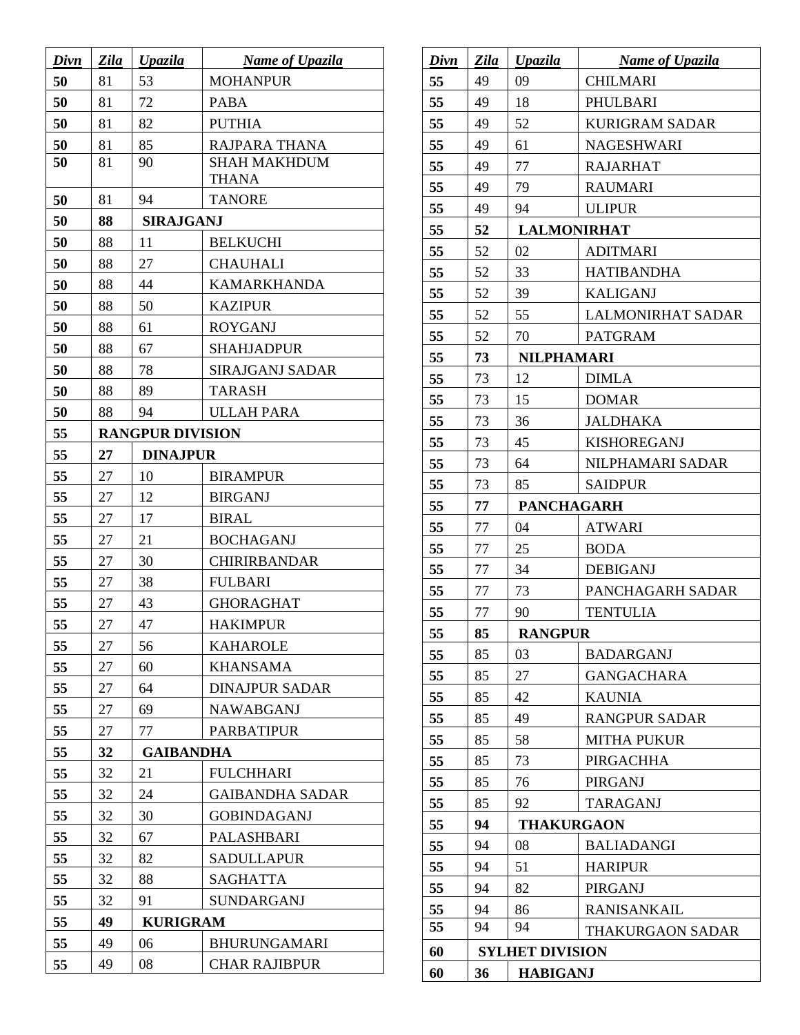| *Divn* | *Zila* | *Upazila* | *Name of Upazila* |
|---|---|---|---|
| **50** | 81 | 53 | MOHANPUR |
| **50** | 81 | 72 | PABA |
| **50** | 81 | 82 | PUTHIA |
| **50** | 81 | 85 | RAJPARA THANA |
| **50** | 81 | 90 | SHAH MAKHDUM THANA |
| **50** | 81 | 94 | TANORE |
| **50** | **88** | **SIRAJGANJ** | |
| **50** | 88 | 11 | BELKUCHI |
| **50** | 88 | 27 | CHAUHALI |
| **50** | 88 | 44 | KAMARKHANDA |
| **50** | 88 | 50 | KAZIPUR |
| **50** | 88 | 61 | ROYGANJ |
| **50** | 88 | 67 | SHAHJADPUR |
| **50** | 88 | 78 | SIRAJGANJ SADAR |
| **50** | 88 | 89 | TARASH |
| **50** | 88 | 94 | ULLAH PARA |
| **55** | **RANGPUR DIVISION** | | |
| **55** | **27** | **DINAJPUR** | |
| **55** | 27 | 10 | BIRAMPUR |
| **55** | 27 | 12 | BIRGANJ |
| **55** | 27 | 17 | BIRAL |
| **55** | 27 | 21 | BOCHAGANJ |
| **55** | 27 | 30 | CHIRIRBANDAR |
| **55** | 27 | 38 | FULBARI |
| **55** | 27 | 43 | GHORAGHAT |
| **55** | 27 | 47 | HAKIMPUR |
| **55** | 27 | 56 | KAHAROLE |
| **55** | 27 | 60 | KHANSAMA |
| **55** | 27 | 64 | DINAJPUR SADAR |
| **55** | 27 | 69 | NAWABGANJ |
| **55** | 27 | 77 | PARBATIPUR |
| **55** | **32** | **GAIBANDHA** | |
| **55** | 32 | 21 | FULCHHARI |
| **55** | 32 | 24 | GAIBANDHA SADAR |
| **55** | 32 | 30 | GOBINDAGANJ |
| **55** | 32 | 67 | PALASHBARI |
| **55** | 32 | 82 | SADULLAPUR |
| **55** | 32 | 88 | SAGHATTA |
| **55** | 32 | 91 | SUNDARGANJ |
| **55** | **49** | **KURIGRAM** | |
| **55** | 49 | 06 | BHURUNGAMARI |
| **55** | 49 | 08 | CHAR RAJIBPUR |
| **55** | 49 | 09 | CHILMARI |
| **55** | 49 | 18 | PHULBARI |
| **55** | 49 | 52 | KURIGRAM SADAR |
| **55** | 49 | 61 | NAGESHWARI |
| **55** | 49 | 77 | RAJARHAT |
| **55** | 49 | 79 | RAUMARI |
| **55** | 49 | 94 | ULIPUR |
| **55** | **52** | **LALMONIRHAT** | |
| **55** | 52 | 02 | ADITMARI |
| **55** | 52 | 33 | HATIBANDHA |
| **55** | 52 | 39 | KALIGANJ |
| **55** | 52 | 55 | LALMONIRHAT SADAR |
| **55** | 52 | 70 | PATGRAM |
| **55** | **73** | **NILPHAMARI** | |
| **55** | 73 | 12 | DIMLA |
| **55** | 73 | 15 | DOMAR |
| **55** | 73 | 36 | JALDHAKA |
| **55** | 73 | 45 | KISHOREGANJ |
| **55** | 73 | 64 | NILPHAMARI SADAR |
| **55** | 73 | 85 | SAIDPUR |
| **55** | **77** | **PANCHAGARH** | |
| **55** | 77 | 04 | ATWARI |
| **55** | 77 | 25 | BODA |
| **55** | 77 | 34 | DEBIGANJ |
| **55** | 77 | 73 | PANCHAGARH SADAR |
| **55** | 77 | 90 | TENTULIA |
| **55** | **85** | **RANGPUR** | |
| **55** | 85 | 03 | BADARGANJ |
| **55** | 85 | 27 | GANGACHARA |
| **55** | 85 | 42 | KAUNIA |
| **55** | 85 | 49 | RANGPUR SADAR |
| **55** | 85 | 58 | MITHA PUKUR |
| **55** | 85 | 73 | PIRGACHHA |
| **55** | 85 | 76 | PIRGANJ |
| **55** | 85 | 92 | TARAGANJ |
| **55** | **94** | **THAKURGAON** | |
| **55** | 94 | 08 | BALIADANGI |
| **55** | 94 | 51 | HARIPUR |
| **55** | 94 | 82 | PIRGANJ |
| **55** | 94 | 86 | RANISANKAIL |
| **55** | 94 | 94 | THAKURGAON SADAR |
| **60** | **SYLHET DIVISION** | | |
| **60** | **36** | **HABIGANJ** | |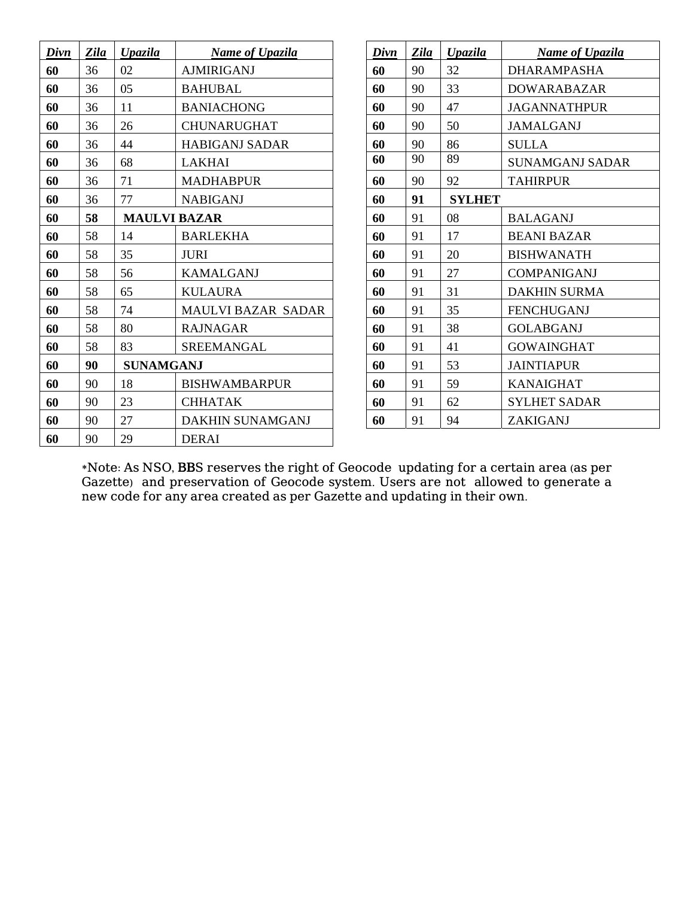| *Divn* | *Zila* | *Upazila* | *Name of Upazila* |
|---|---|---|---|
| **60** | 36 | 02 | AJMIRIGANJ |
| **60** | 36 | 05 | BAHUBAL |
| **60** | 36 | 11 | BANIACHONG |
| **60** | 36 | 26 | CHUNARUGHAT |
| **60** | 36 | 44 | HABIGANJ SADAR |
| **60** | 36 | 68 | LAKHAI |
| **60** | 36 | 71 | MADHABPUR |
| **60** | 36 | 77 | NABIGANJ |
| **60** | **58** | **MAULVI BAZAR** | |
| **60** | 58 | 14 | BARLEKHA |
| **60** | 58 | 35 | JURI |
| **60** | 58 | 56 | KAMALGANJ |
| **60** | 58 | 65 | KULAURA |
| **60** | 58 | 74 | MAULVI BAZAR SADAR |
| **60** | 58 | 80 | RAJNAGAR |
| **60** | 58 | 83 | SREEMANGAL |
| **60** | **90** | **SUNAMGANJ** | |
| **60** | 90 | 18 | BISHWAMBARPUR |
| **60** | 90 | 23 | CHHATAK |
| **60** | 90 | 27 | DAKHIN SUNAMGANJ |
| **60** | 90 | 29 | DERAI |
| **60** | 90 | 32 | DHARAMPASHA |
| **60** | 90 | 33 | DOWARABAZAR |
| **60** | 90 | 47 | JAGANNATHPUR |
| **60** | 90 | 50 | JAMALGANJ |
| **60** | 90 | 86 | SULLA |
| **60** | 90 | 89 | SUNAMGANJ SADAR |
| **60** | 90 | 92 | TAHIRPUR |
| **60** | **91** | **SYLHET** | |
| **60** | 91 | 08 | BALAGANJ |
| **60** | 91 | 17 | BEANI BAZAR |
| **60** | 91 | 20 | BISHWANATH |
| **60** | 91 | 27 | COMPANIGANJ |
| **60** | 91 | 31 | DAKHIN SURMA |
| **60** | 91 | 35 | FENCHUGANJ |
| **60** | 91 | 38 | GOLABGANJ |
| **60** | 91 | 41 | GOWAINGHAT |
| **60** | 91 | 53 | JAINTIAPUR |
| **60** | 91 | 59 | KANAIGHAT |
| **60** | 91 | 62 | SYLHET SADAR |
| **60** | 91 | 94 | ZAKIGANJ |

*Note: As NSO, BBS reserves the right of Geocode updating for a certain area (as per Gazette) and preservation of Geocode system. Users are not allowed to generate a new code for any area created as per Gazette and updating in their own.